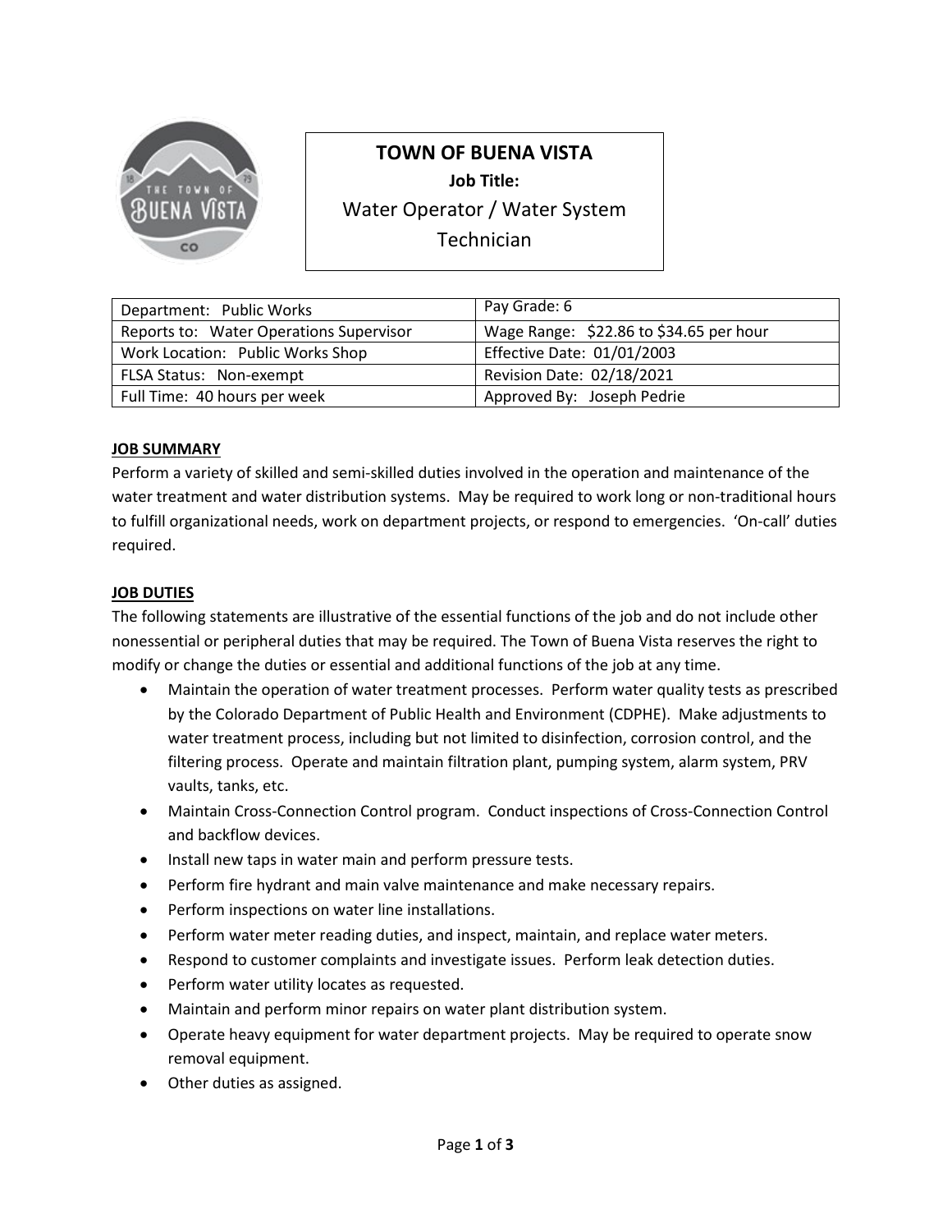# TOWN OF BUENA VISTA

**Job Title:**

Water Operator / Water System Technician

| Department: Public Works | Pay Grade: 6 |
|---|---|
| Reports to: Water Operations Supervisor | Wage Range: $22.86 to $34.65 per hour |
| Work Location: Public Works Shop | Effective Date: 01/01/2003 |
| FLSA Status: Non-exempt | Revision Date: 02/18/2021 |
| Full Time: 40 hours per week | Approved By: Joseph Pedrie |

## JOB SUMMARY

Perform a variety of skilled and semi-skilled duties involved in the operation and maintenance of the water treatment and water distribution systems. May be required to work long or non-traditional hours to fulfill organizational needs, work on department projects, or respond to emergencies. 'On-call' duties required.

## JOB DUTIES

The following statements are illustrative of the essential functions of the job and do not include other nonessential or peripheral duties that may be required. The Town of Buena Vista reserves the right to modify or change the duties or essential and additional functions of the job at any time.

- Maintain the operation of water treatment processes. Perform water quality tests as prescribed by the Colorado Department of Public Health and Environment (CDPHE). Make adjustments to water treatment process, including but not limited to disinfection, corrosion control, and the filtering process. Operate and maintain filtration plant, pumping system, alarm system, PRV vaults, tanks, etc.
- Maintain Cross-Connection Control program. Conduct inspections of Cross-Connection Control and backflow devices.
- Install new taps in water main and perform pressure tests.
- Perform fire hydrant and main valve maintenance and make necessary repairs.
- Perform inspections on water line installations.
- Perform water meter reading duties, and inspect, maintain, and replace water meters.
- Respond to customer complaints and investigate issues. Perform leak detection duties.
- Perform water utility locates as requested.
- Maintain and perform minor repairs on water plant distribution system.
- Operate heavy equipment for water department projects. May be required to operate snow removal equipment.
- Other duties as assigned.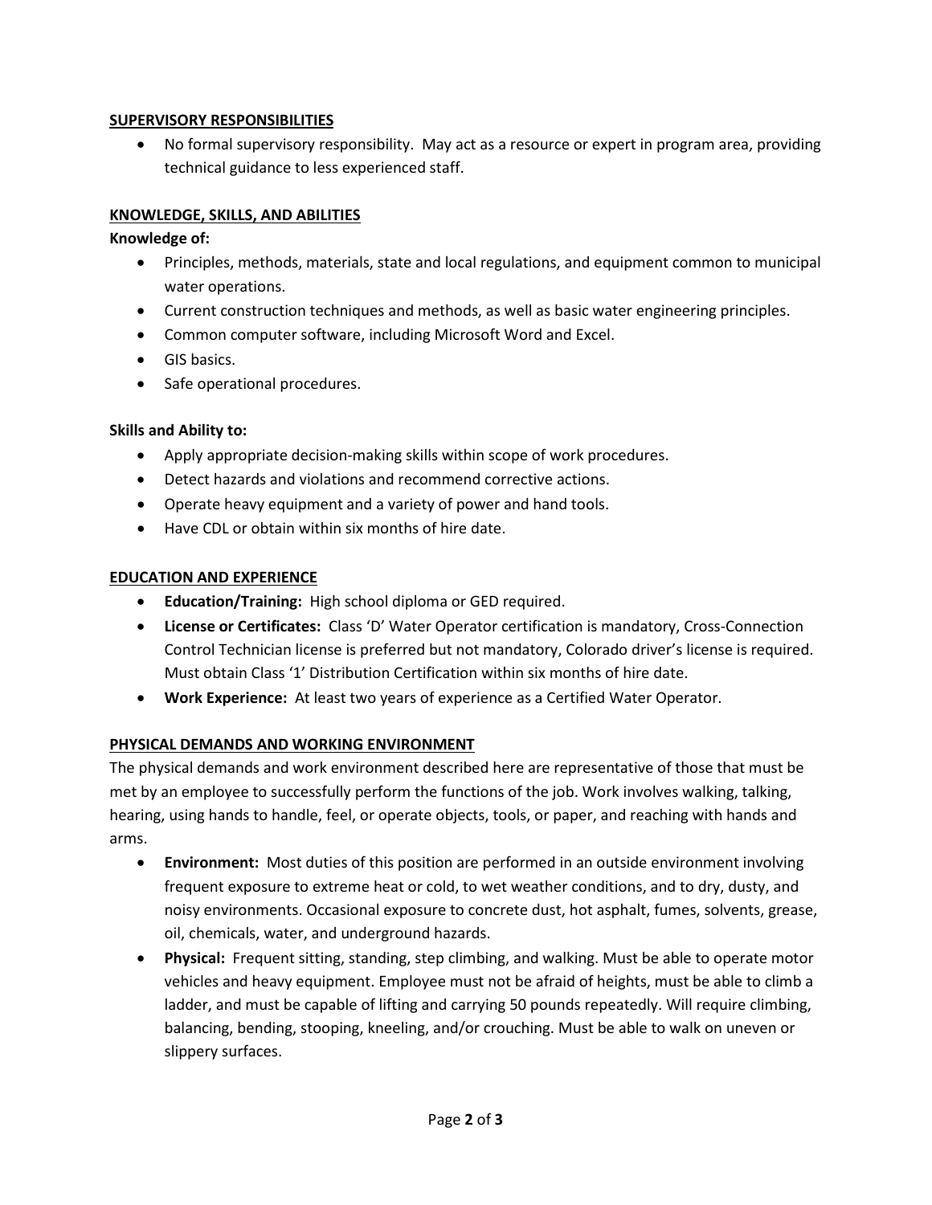## SUPERVISORY RESPONSIBILITIES

- No formal supervisory responsibility. May act as a resource or expert in program area, providing technical guidance to less experienced staff.

## KNOWLEDGE, SKILLS, AND ABILITIES

**Knowledge of:**

- Principles, methods, materials, state and local regulations, and equipment common to municipal water operations.
- Current construction techniques and methods, as well as basic water engineering principles.
- Common computer software, including Microsoft Word and Excel.
- GIS basics.
- Safe operational procedures.

**Skills and Ability to:**

- Apply appropriate decision-making skills within scope of work procedures.
- Detect hazards and violations and recommend corrective actions.
- Operate heavy equipment and a variety of power and hand tools.
- Have CDL or obtain within six months of hire date.

## EDUCATION AND EXPERIENCE

- **Education/Training:** High school diploma or GED required.
- **License or Certificates:** Class 'D' Water Operator certification is mandatory, Cross-Connection Control Technician license is preferred but not mandatory, Colorado driver's license is required. Must obtain Class '1' Distribution Certification within six months of hire date.
- **Work Experience:** At least two years of experience as a Certified Water Operator.

## PHYSICAL DEMANDS AND WORKING ENVIRONMENT

The physical demands and work environment described here are representative of those that must be met by an employee to successfully perform the functions of the job. Work involves walking, talking, hearing, using hands to handle, feel, or operate objects, tools, or paper, and reaching with hands and arms.

- **Environment:** Most duties of this position are performed in an outside environment involving frequent exposure to extreme heat or cold, to wet weather conditions, and to dry, dusty, and noisy environments. Occasional exposure to concrete dust, hot asphalt, fumes, solvents, grease, oil, chemicals, water, and underground hazards.
- **Physical:** Frequent sitting, standing, step climbing, and walking. Must be able to operate motor vehicles and heavy equipment. Employee must not be afraid of heights, must be able to climb a ladder, and must be capable of lifting and carrying 50 pounds repeatedly. Will require climbing, balancing, bending, stooping, kneeling, and/or crouching. Must be able to walk on uneven or slippery surfaces.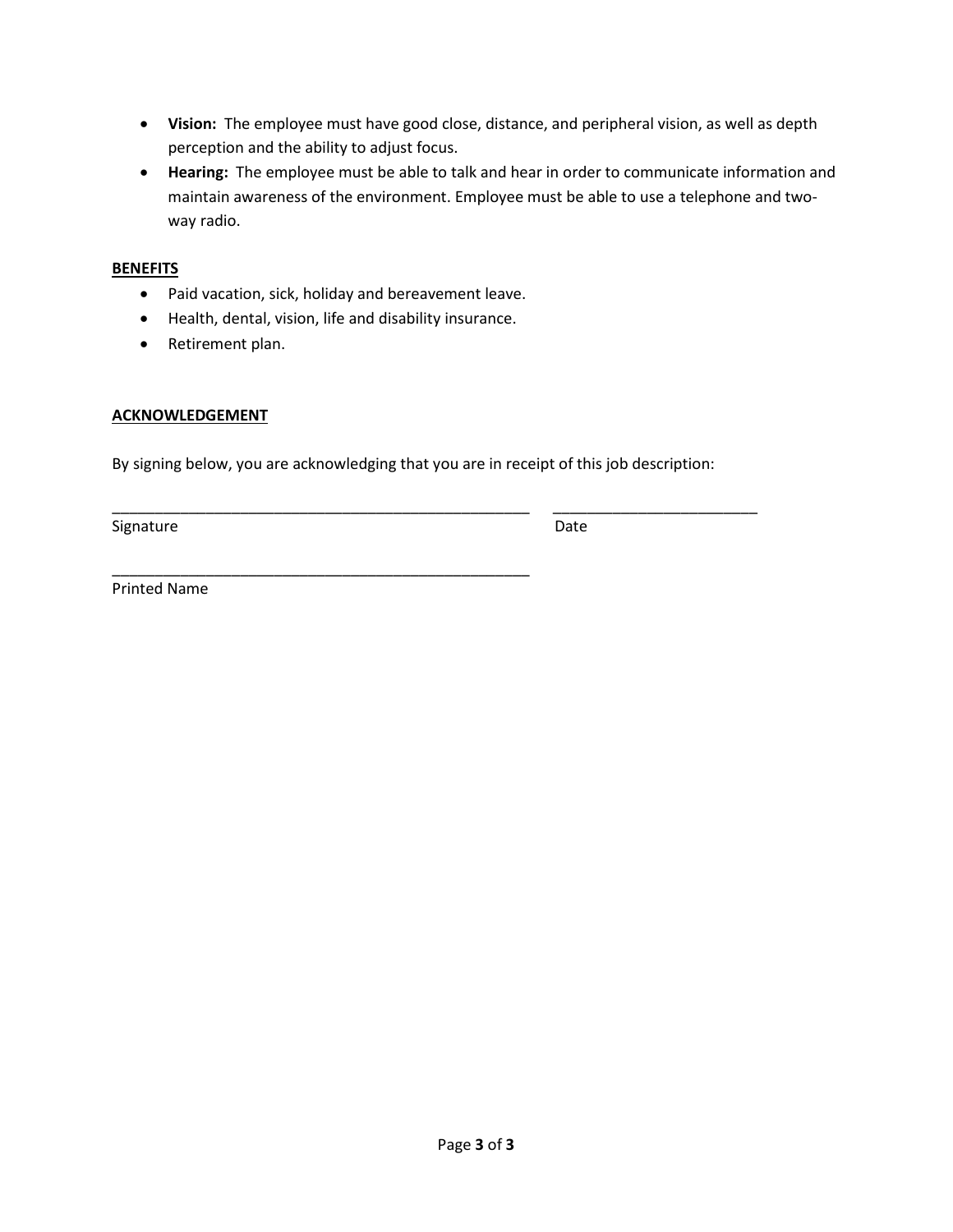- **Vision:** The employee must have good close, distance, and peripheral vision, as well as depth perception and the ability to adjust focus.
- **Hearing:** The employee must be able to talk and hear in order to communicate information and maintain awareness of the environment. Employee must be able to use a telephone and two-way radio.

## BENEFITS

- Paid vacation, sick, holiday and bereavement leave.
- Health, dental, vision, life and disability insurance.
- Retirement plan.

## ACKNOWLEDGEMENT

By signing below, you are acknowledging that you are in receipt of this job description:

___________________________________________________ ________________________

Signature Date

___________________________________________________

Printed Name